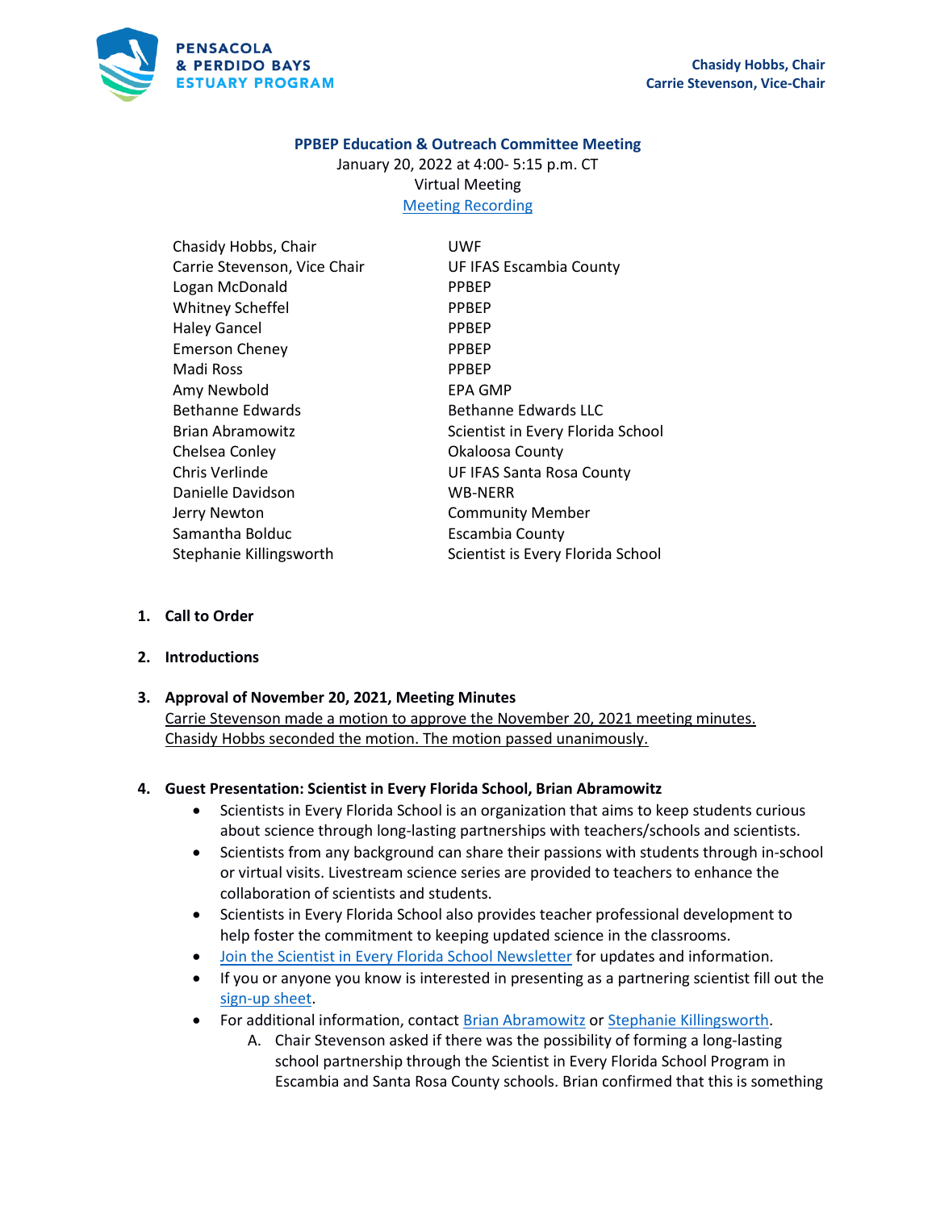**PENSACOLA & PERDIDO BAYS ESTUARY PROGRAM**

**Chasidy Hobbs, Chair**
**Carrie Stevenson, Vice-Chair**

## PPBEP Education & Outreach Committee Meeting

January 20, 2022 at 4:00- 5:15 p.m. CT
Virtual Meeting
[Meeting Recording]

| | |
|---|---|
| Chasidy Hobbs, Chair | UWF |
| Carrie Stevenson, Vice Chair | UF IFAS Escambia County |
| Logan McDonald | PPBEP |
| Whitney Scheffel | PPBEP |
| Haley Gancel | PPBEP |
| Emerson Cheney | PPBEP |
| Madi Ross | PPBEP |
| Amy Newbold | EPA GMP |
| Bethanne Edwards | Bethanne Edwards LLC |
| Brian Abramowitz | Scientist in Every Florida School |
| Chelsea Conley | Okaloosa County |
| Chris Verlinde | UF IFAS Santa Rosa County |
| Danielle Davidson | WB-NERR |
| Jerry Newton | Community Member |
| Samantha Bolduc | Escambia County |
| Stephanie Killingsworth | Scientist is Every Florida School |

1. **Call to Order**

2. **Introductions**

3. **Approval of November 20, 2021, Meeting Minutes**
   Carrie Stevenson made a motion to approve the November 20, 2021 meeting minutes. Chasidy Hobbs seconded the motion. The motion passed unanimously.

4. **Guest Presentation: Scientist in Every Florida School, Brian Abramowitz**
   - Scientists in Every Florida School is an organization that aims to keep students curious about science through long-lasting partnerships with teachers/schools and scientists.
   - Scientists from any background can share their passions with students through in-school or virtual visits. Livestream science series are provided to teachers to enhance the collaboration of scientists and students.
   - Scientists in Every Florida School also provides teacher professional development to help foster the commitment to keeping updated science in the classrooms.
   - Join the Scientist in Every Florida School Newsletter for updates and information.
   - If you or anyone you know is interested in presenting as a partnering scientist fill out the sign-up sheet.
   - For additional information, contact Brian Abramowitz or Stephanie Killingsworth.
     A. Chair Stevenson asked if there was the possibility of forming a long-lasting school partnership through the Scientist in Every Florida School Program in Escambia and Santa Rosa County schools. Brian confirmed that this is something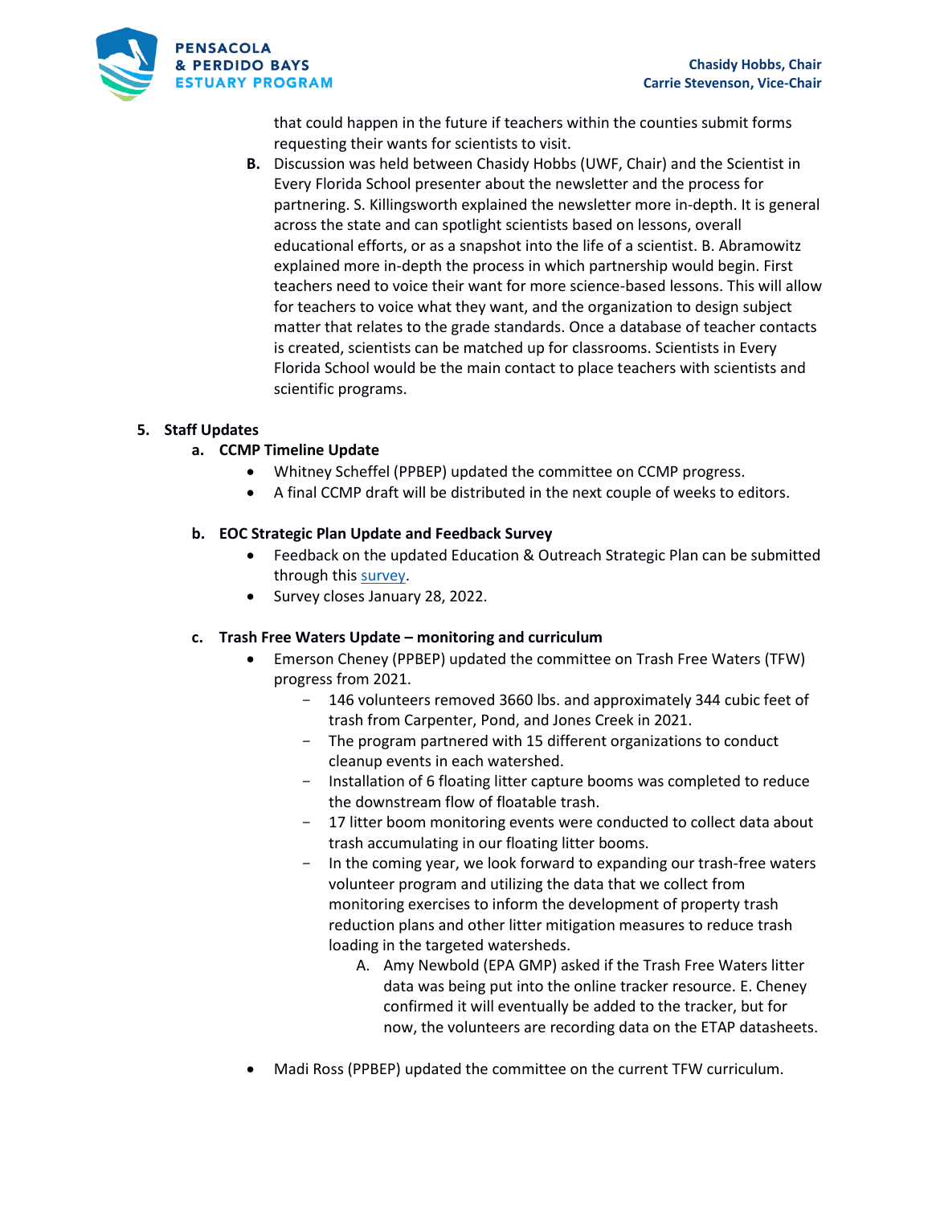that could happen in the future if teachers within the counties submit forms requesting their wants for scientists to visit.

B. Discussion was held between Chasidy Hobbs (UWF, Chair) and the Scientist in Every Florida School presenter about the newsletter and the process for partnering. S. Killingsworth explained the newsletter more in-depth. It is general across the state and can spotlight scientists based on lessons, overall educational efforts, or as a snapshot into the life of a scientist. B. Abramowitz explained more in-depth the process in which partnership would begin. First teachers need to voice their want for more science-based lessons. This will allow for teachers to voice what they want, and the organization to design subject matter that relates to the grade standards. Once a database of teacher contacts is created, scientists can be matched up for classrooms. Scientists in Every Florida School would be the main contact to place teachers with scientists and scientific programs.

## 5. Staff Updates

### a. CCMP Timeline Update

- Whitney Scheffel (PPBEP) updated the committee on CCMP progress.
- A final CCMP draft will be distributed in the next couple of weeks to editors.

### b. EOC Strategic Plan Update and Feedback Survey

- Feedback on the updated Education & Outreach Strategic Plan can be submitted through this survey.
- Survey closes January 28, 2022.

### c. Trash Free Waters Update – monitoring and curriculum

- Emerson Cheney (PPBEP) updated the committee on Trash Free Waters (TFW) progress from 2021.
  - 146 volunteers removed 3660 lbs. and approximately 344 cubic feet of trash from Carpenter, Pond, and Jones Creek in 2021.
  - The program partnered with 15 different organizations to conduct cleanup events in each watershed.
  - Installation of 6 floating litter capture booms was completed to reduce the downstream flow of floatable trash.
  - 17 litter boom monitoring events were conducted to collect data about trash accumulating in our floating litter booms.
  - In the coming year, we look forward to expanding our trash-free waters volunteer program and utilizing the data that we collect from monitoring exercises to inform the development of property trash reduction plans and other litter mitigation measures to reduce trash loading in the targeted watersheds.
    - A. Amy Newbold (EPA GMP) asked if the Trash Free Waters litter data was being put into the online tracker resource. E. Cheney confirmed it will eventually be added to the tracker, but for now, the volunteers are recording data on the ETAP datasheets.
- Madi Ross (PPBEP) updated the committee on the current TFW curriculum.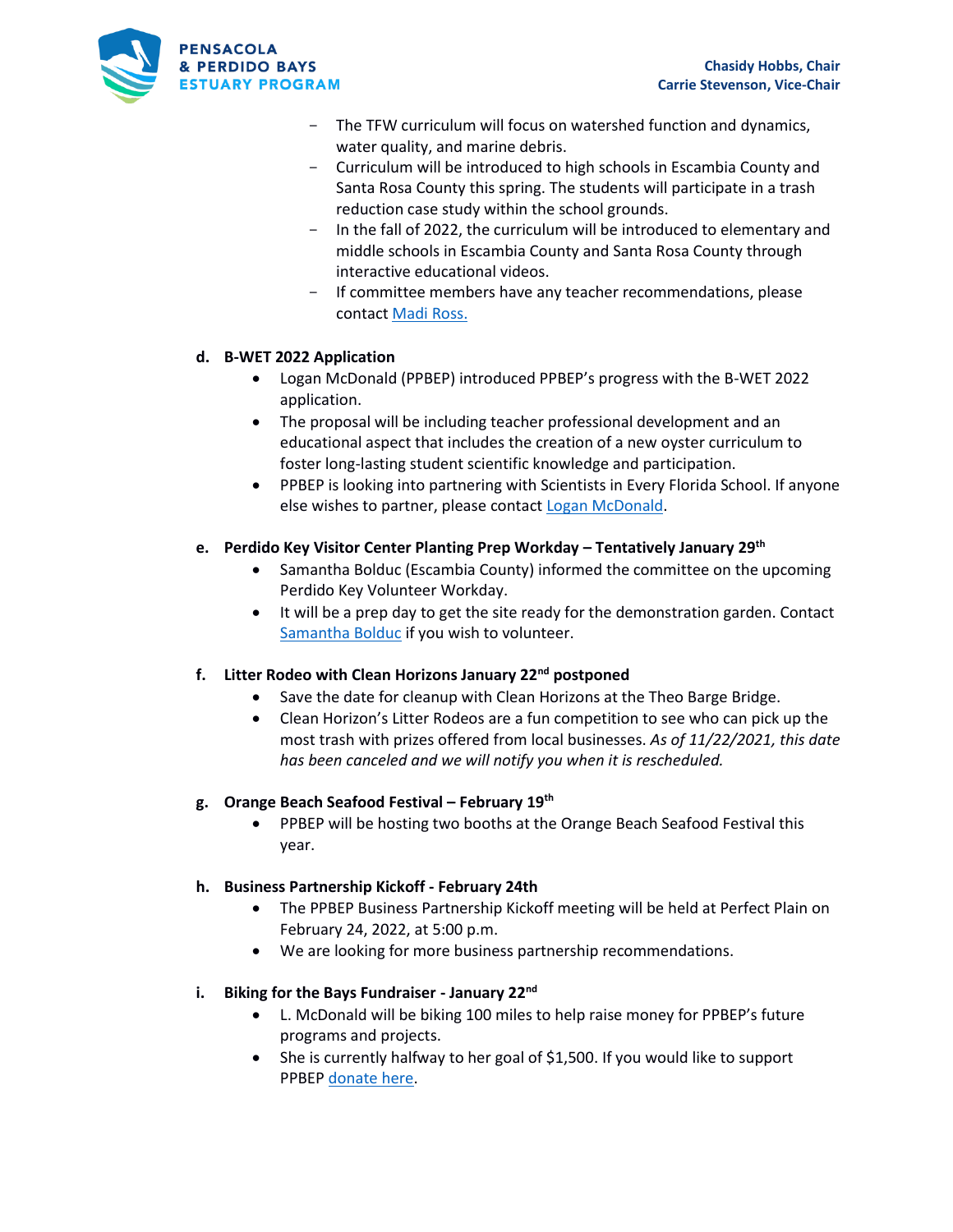- The TFW curriculum will focus on watershed function and dynamics, water quality, and marine debris.
- Curriculum will be introduced to high schools in Escambia County and Santa Rosa County this spring. The students will participate in a trash reduction case study within the school grounds.
- In the fall of 2022, the curriculum will be introduced to elementary and middle schools in Escambia County and Santa Rosa County through interactive educational videos.
- If committee members have any teacher recommendations, please contact Madi Ross.

**d. B-WET 2022 Application**

- Logan McDonald (PPBEP) introduced PPBEP's progress with the B-WET 2022 application.
- The proposal will be including teacher professional development and an educational aspect that includes the creation of a new oyster curriculum to foster long-lasting student scientific knowledge and participation.
- PPBEP is looking into partnering with Scientists in Every Florida School. If anyone else wishes to partner, please contact Logan McDonald.

**e. Perdido Key Visitor Center Planting Prep Workday – Tentatively January 29th**

- Samantha Bolduc (Escambia County) informed the committee on the upcoming Perdido Key Volunteer Workday.
- It will be a prep day to get the site ready for the demonstration garden. Contact Samantha Bolduc if you wish to volunteer.

**f. Litter Rodeo with Clean Horizons January 22nd postponed**

- Save the date for cleanup with Clean Horizons at the Theo Barge Bridge.
- Clean Horizon's Litter Rodeos are a fun competition to see who can pick up the most trash with prizes offered from local businesses. *As of 11/22/2021, this date has been canceled and we will notify you when it is rescheduled.*

**g. Orange Beach Seafood Festival – February 19th**

- PPBEP will be hosting two booths at the Orange Beach Seafood Festival this year.

**h. Business Partnership Kickoff - February 24th**

- The PPBEP Business Partnership Kickoff meeting will be held at Perfect Plain on February 24, 2022, at 5:00 p.m.
- We are looking for more business partnership recommendations.

**i. Biking for the Bays Fundraiser - January 22nd**

- L. McDonald will be biking 100 miles to help raise money for PPBEP's future programs and projects.
- She is currently halfway to her goal of $1,500. If you would like to support PPBEP donate here.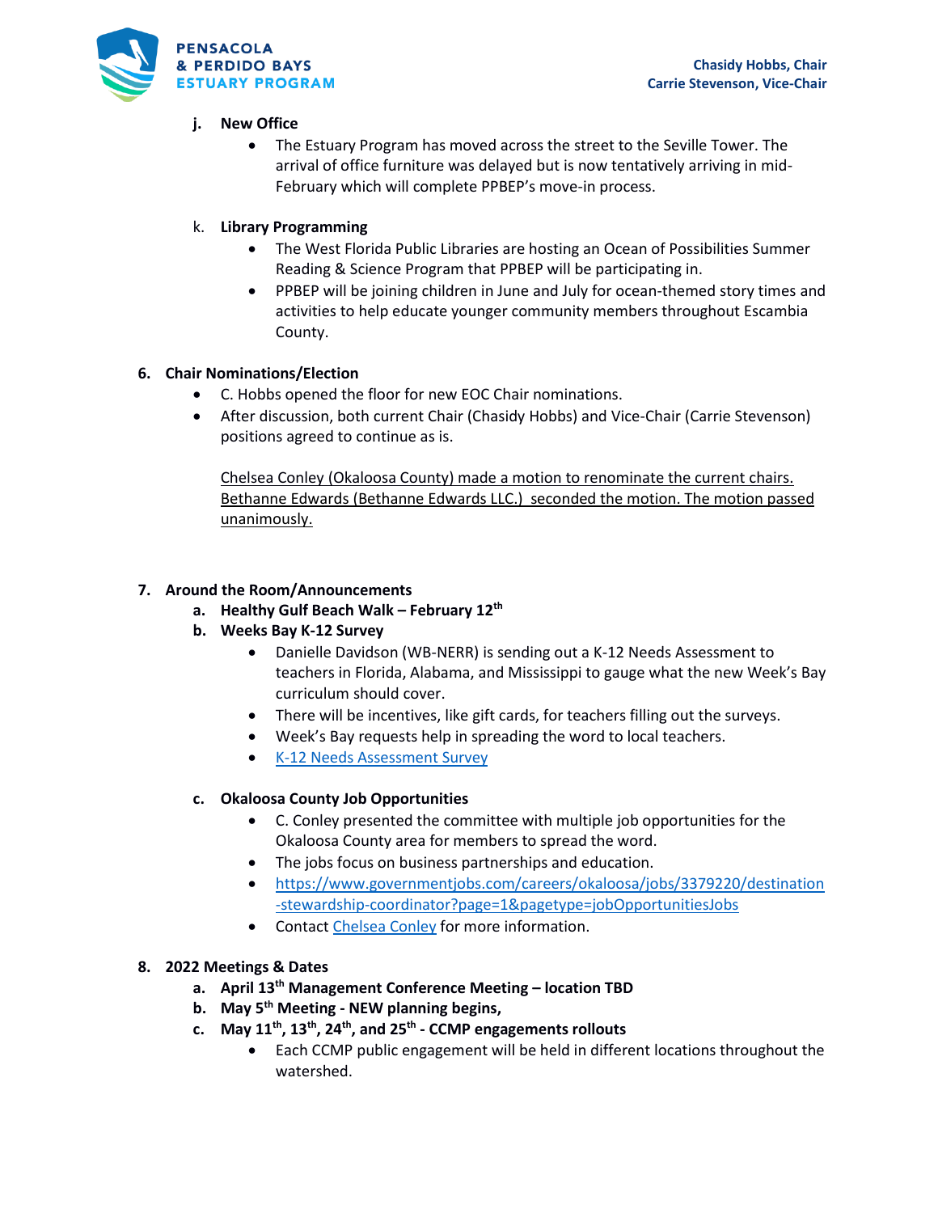j. **New Office**

- The Estuary Program has moved across the street to the Seville Tower. The arrival of office furniture was delayed but is now tentatively arriving in mid-February which will complete PPBEP's move-in process.

k. **Library Programming**

- The West Florida Public Libraries are hosting an Ocean of Possibilities Summer Reading & Science Program that PPBEP will be participating in.
- PPBEP will be joining children in June and July for ocean-themed story times and activities to help educate younger community members throughout Escambia County.

6. **Chair Nominations/Election**

- C. Hobbs opened the floor for new EOC Chair nominations.
- After discussion, both current Chair (Chasidy Hobbs) and Vice-Chair (Carrie Stevenson) positions agreed to continue as is.

  Chelsea Conley (Okaloosa County) made a motion to renominate the current chairs. Bethanne Edwards (Bethanne Edwards LLC.) seconded the motion. The motion passed unanimously.

7. **Around the Room/Announcements**

a. **Healthy Gulf Beach Walk – February 12th**

b. **Weeks Bay K-12 Survey**

- Danielle Davidson (WB-NERR) is sending out a K-12 Needs Assessment to teachers in Florida, Alabama, and Mississippi to gauge what the new Week's Bay curriculum should cover.
- There will be incentives, like gift cards, for teachers filling out the surveys.
- Week's Bay requests help in spreading the word to local teachers.
- K-12 Needs Assessment Survey

c. **Okaloosa County Job Opportunities**

- C. Conley presented the committee with multiple job opportunities for the Okaloosa County area for members to spread the word.
- The jobs focus on business partnerships and education.
- https://www.governmentjobs.com/careers/okaloosa/jobs/3379220/destination-stewardship-coordinator?page=1&pagetype=jobOpportunitiesJobs
- Contact Chelsea Conley for more information.

8. **2022 Meetings & Dates**

a. **April 13th Management Conference Meeting – location TBD**

b. **May 5th Meeting - NEW planning begins,**

c. **May 11th, 13th, 24th, and 25th - CCMP engagements rollouts**

- Each CCMP public engagement will be held in different locations throughout the watershed.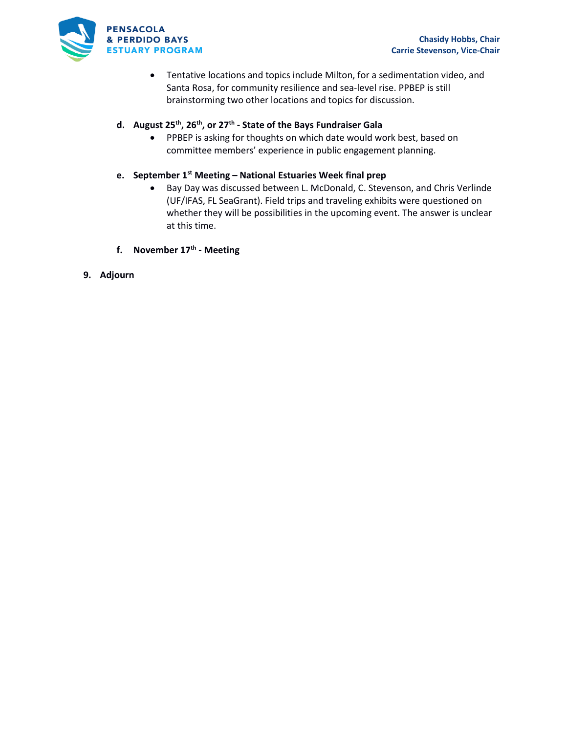- Tentative locations and topics include Milton, for a sedimentation video, and Santa Rosa, for community resilience and sea-level rise. PPBEP is still brainstorming two other locations and topics for discussion.

**d. August 25th, 26th, or 27th - State of the Bays Fundraiser Gala**

- PPBEP is asking for thoughts on which date would work best, based on committee members' experience in public engagement planning.

**e. September 1st Meeting – National Estuaries Week final prep**

- Bay Day was discussed between L. McDonald, C. Stevenson, and Chris Verlinde (UF/IFAS, FL SeaGrant). Field trips and traveling exhibits were questioned on whether they will be possibilities in the upcoming event. The answer is unclear at this time.

**f. November 17th - Meeting**

**9. Adjourn**